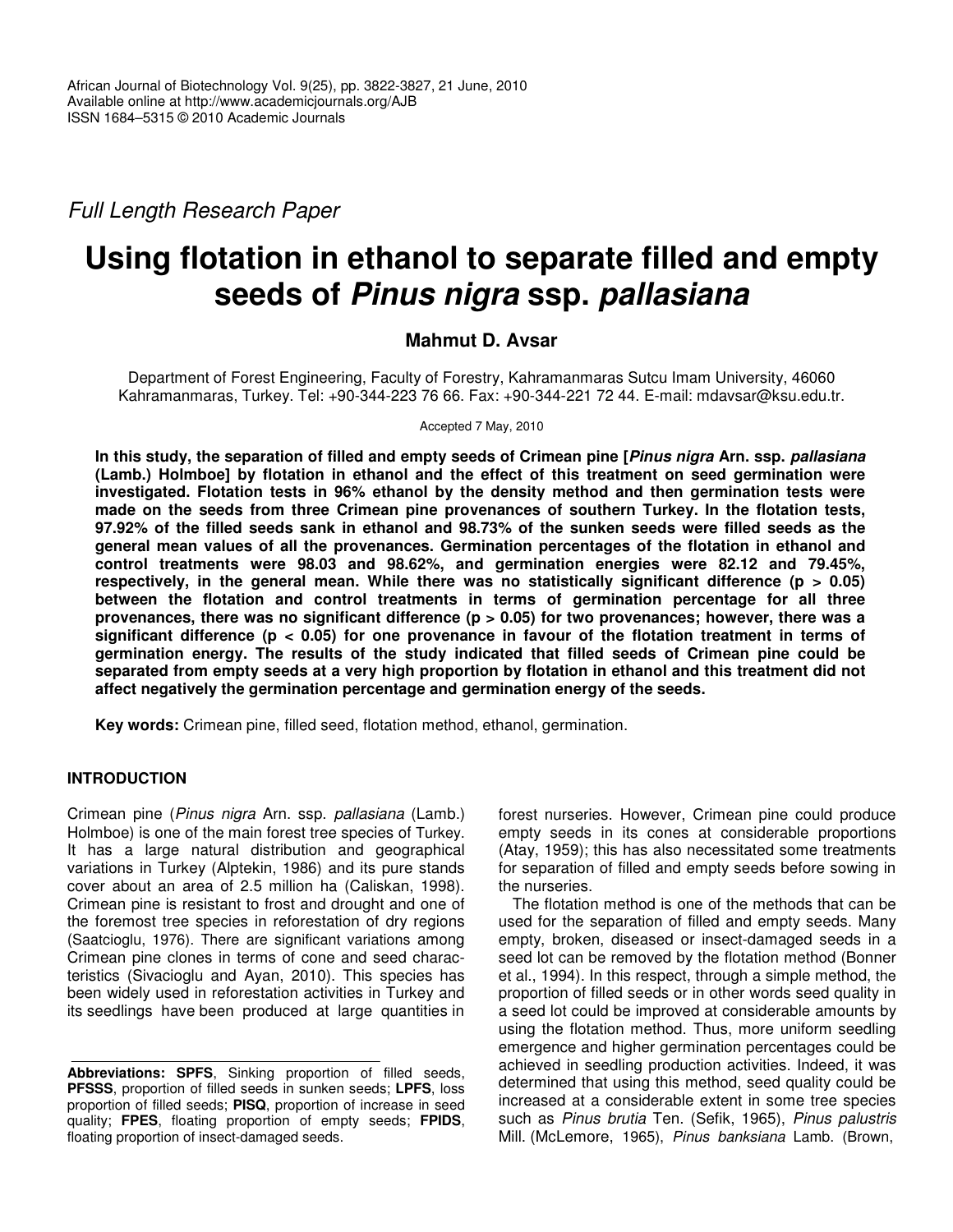Full Length Research Paper

# Using flotation in ethanol to separate filled and empty seeds of *Pinus nigra* ssp. *pallasiana*

**Mahmut D. Avsar**

Department of Forest Engineering, Faculty of Forestry, Kahramanmaras Sutcu Imam University, 46060 Kahramanmaras, Turkey. Tel: +90-344-223 76 66. Fax: +90-344-221 72 44. E-mail: mdavsar@ksu.edu.tr.

Accepted 7 May, 2010

**In this study, the separation of filled and empty seeds of Crimean pine [*Pinus nigra* Arn. ssp. *pallasiana* (Lamb.) Holmboe] by flotation in ethanol and the effect of this treatment on seed germination were investigated. Flotation tests in 96% ethanol by the density method and then germination tests were made on the seeds from three Crimean pine provenances of southern Turkey. In the flotation tests, 97.92% of the filled seeds sank in ethanol and 98.73% of the sunken seeds were filled seeds as the general mean values of all the provenances. Germination percentages of the flotation in ethanol and control treatments were 98.03 and 98.62%, and germination energies were 82.12 and 79.45%, respectively, in the general mean. While there was no statistically significant difference ($p > 0.05$) between the flotation and control treatments in terms of germination percentage for all three provenances, there was no significant difference ($p > 0.05$) for two provenances; however, there was a significant difference ($p < 0.05$) for one provenance in favour of the flotation treatment in terms of germination energy. The results of the study indicated that filled seeds of Crimean pine could be separated from empty seeds at a very high proportion by flotation in ethanol and this treatment did not affect negatively the germination percentage and germination energy of the seeds.**

**Key words:** Crimean pine, filled seed, flotation method, ethanol, germination.

## INTRODUCTION

Crimean pine (*Pinus nigra* Arn. ssp. *pallasiana* (Lamb.) Holmboe) is one of the main forest tree species of Turkey. It has a large natural distribution and geographical variations in Turkey (Alptekin, 1986) and its pure stands cover about an area of 2.5 million ha (Caliskan, 1998). Crimean pine is resistant to frost and drought and one of the foremost tree species in reforestation of dry regions (Saatcioglu, 1976). There are significant variations among Crimean pine clones in terms of cone and seed characteristics (Sivacioglu and Ayan, 2010). This species has been widely used in reforestation activities in Turkey and its seedlings have been produced at large quantities in forest nurseries. However, Crimean pine could produce empty seeds in its cones at considerable proportions (Atay, 1959); this has also necessitated some treatments for separation of filled and empty seeds before sowing in the nurseries.

The flotation method is one of the methods that can be used for the separation of filled and empty seeds. Many empty, broken, diseased or insect-damaged seeds in a seed lot can be removed by the flotation method (Bonner et al., 1994). In this respect, through a simple method, the proportion of filled seeds or in other words seed quality in a seed lot could be improved at considerable amounts by using the flotation method. Thus, more uniform seedling emergence and higher germination percentages could be achieved in seedling production activities. Indeed, it was determined that using this method, seed quality could be increased at a considerable extent in some tree species such as *Pinus brutia* Ten. (Sefik, 1965), *Pinus palustris* Mill. (McLemore, 1965), *Pinus banksiana* Lamb. (Brown,

**Abbreviations: SPFS**, Sinking proportion of filled seeds, **PFSSS**, proportion of filled seeds in sunken seeds; **LPFS**, loss proportion of filled seeds; **PISQ**, proportion of increase in seed quality; **FPES**, floating proportion of empty seeds; **FPIDS**, floating proportion of insect-damaged seeds.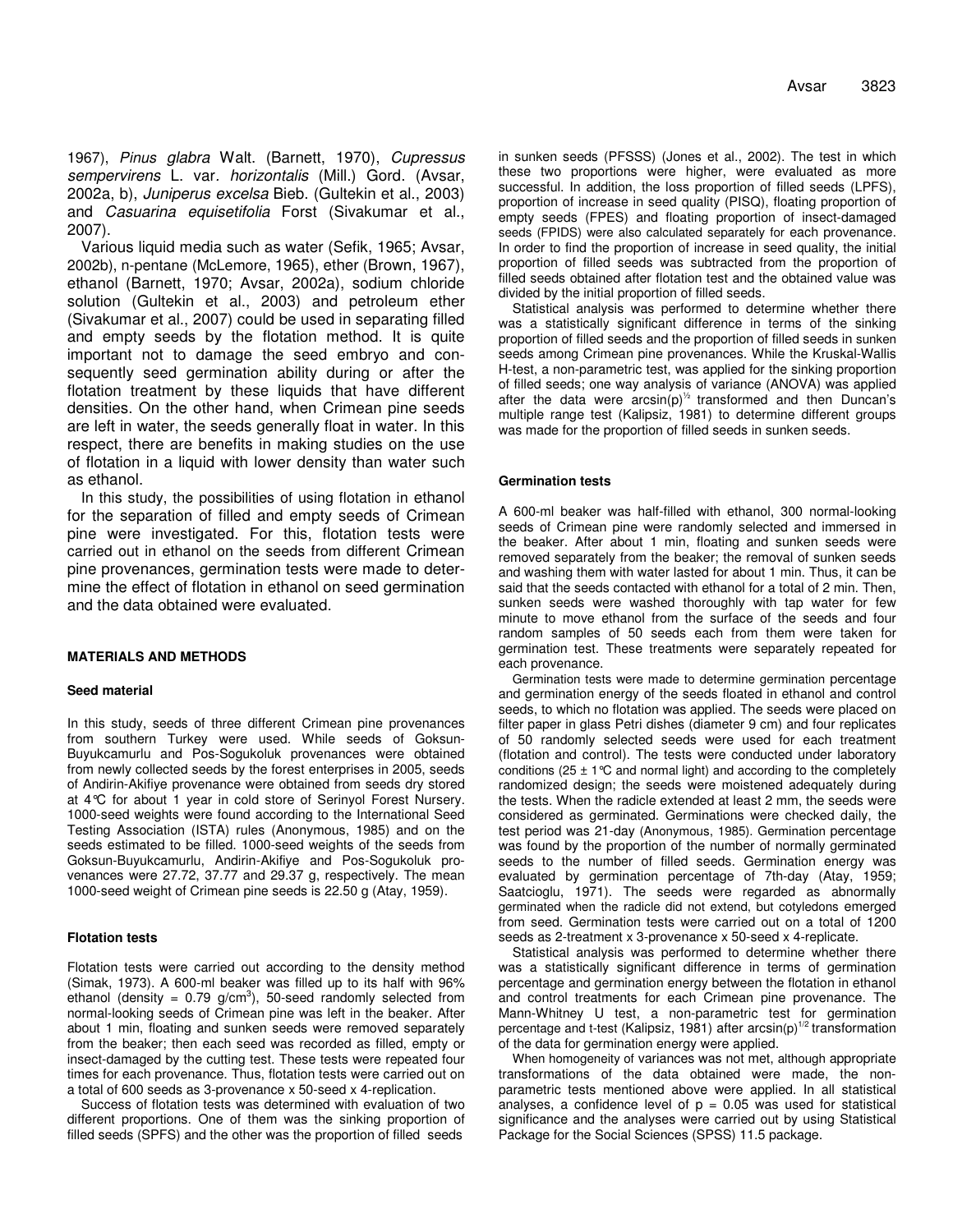1967), *Pinus glabra* Walt. (Barnett, 1970), *Cupressus sempervirens* L. var. *horizontalis* (Mill.) Gord. (Avsar, 2002a, b), *Juniperus excelsa* Bieb. (Gultekin et al., 2003) and *Casuarina equisetifolia* Forst (Sivakumar et al., 2007).

Various liquid media such as water (Sefik, 1965; Avsar, 2002b), n-pentane (McLemore, 1965), ether (Brown, 1967), ethanol (Barnett, 1970; Avsar, 2002a), sodium chloride solution (Gultekin et al., 2003) and petroleum ether (Sivakumar et al., 2007) could be used in separating filled and empty seeds by the flotation method. It is quite important not to damage the seed embryo and consequently seed germination ability during or after the flotation treatment by these liquids that have different densities. On the other hand, when Crimean pine seeds are left in water, the seeds generally float in water. In this respect, there are benefits in making studies on the use of flotation in a liquid with lower density than water such as ethanol.

In this study, the possibilities of using flotation in ethanol for the separation of filled and empty seeds of Crimean pine were investigated. For this, flotation tests were carried out in ethanol on the seeds from different Crimean pine provenances, germination tests were made to determine the effect of flotation in ethanol on seed germination and the data obtained were evaluated.

## MATERIALS AND METHODS

### Seed material

In this study, seeds of three different Crimean pine provenances from southern Turkey were used. While seeds of Goksun-Buyukcamurlu and Pos-Sogukoluk provenances were obtained from newly collected seeds by the forest enterprises in 2005, seeds of Andirin-Akifiye provenance were obtained from seeds dry stored at 4°C for about 1 year in cold store of Serinyol Forest Nursery. 1000-seed weights were found according to the International Seed Testing Association (ISTA) rules (Anonymous, 1985) and on the seeds estimated to be filled. 1000-seed weights of the seeds from Goksun-Buyukcamurlu, Andirin-Akifiye and Pos-Sogukoluk provenances were 27.72, 37.77 and 29.37 g, respectively. The mean 1000-seed weight of Crimean pine seeds is 22.50 g (Atay, 1959).

### Flotation tests

Flotation tests were carried out according to the density method (Simak, 1973). A 600-ml beaker was filled up to its half with 96% ethanol (density = 0.79 g/cm$^3$), 50-seed randomly selected from normal-looking seeds of Crimean pine was left in the beaker. After about 1 min, floating and sunken seeds were removed separately from the beaker; then each seed was recorded as filled, empty or insect-damaged by the cutting test. These tests were repeated four times for each provenance. Thus, flotation tests were carried out on a total of 600 seeds as 3-provenance x 50-seed x 4-replication.

Success of flotation tests was determined with evaluation of two different proportions. One of them was the sinking proportion of filled seeds (SPFS) and the other was the proportion of filled seeds in sunken seeds (PFSSS) (Jones et al., 2002). The test in which these two proportions were higher, were evaluated as more successful. In addition, the loss proportion of filled seeds (LPFS), proportion of increase in seed quality (PISQ), floating proportion of empty seeds (FPES) and floating proportion of insect-damaged seeds (FPIDS) were also calculated separately for each provenance. In order to find the proportion of increase in seed quality, the initial proportion of filled seeds was subtracted from the proportion of filled seeds obtained after flotation test and the obtained value was divided by the initial proportion of filled seeds.

Statistical analysis was performed to determine whether there was a statistically significant difference in terms of the sinking proportion of filled seeds and the proportion of filled seeds in sunken seeds among Crimean pine provenances. While the Kruskal-Wallis H-test, a non-parametric test, was applied for the sinking proportion of filled seeds; one way analysis of variance (ANOVA) was applied after the data were arcsin$(p)^{1/2}$ transformed and then Duncan's multiple range test (Kalipsiz, 1981) to determine different groups was made for the proportion of filled seeds in sunken seeds.

### Germination tests

A 600-ml beaker was half-filled with ethanol, 300 normal-looking seeds of Crimean pine were randomly selected and immersed in the beaker. After about 1 min, floating and sunken seeds were removed separately from the beaker; the removal of sunken seeds and washing them with water lasted for about 1 min. Thus, it can be said that the seeds contacted with ethanol for a total of 2 min. Then, sunken seeds were washed thoroughly with tap water for few minute to move ethanol from the surface of the seeds and four random samples of 50 seeds each from them were taken for germination test. These treatments were separately repeated for each provenance.

Germination tests were made to determine germination percentage and germination energy of the seeds floated in ethanol and control seeds, to which no flotation was applied. The seeds were placed on filter paper in glass Petri dishes (diameter 9 cm) and four replicates of 50 randomly selected seeds were used for each treatment (flotation and control). The tests were conducted under laboratory conditions (25 ± 1°C and normal light) and according to the completely randomized design; the seeds were moistened adequately during the tests. When the radicle extended at least 2 mm, the seeds were considered as germinated. Germinations were checked daily, the test period was 21-day (Anonymous, 1985). Germination percentage was found by the proportion of the number of normally germinated seeds to the number of filled seeds. Germination energy was evaluated by germination percentage of 7th-day (Atay, 1959; Saatcioglu, 1971). The seeds were regarded as abnormally germinated when the radicle did not extend, but cotyledons emerged from seed. Germination tests were carried out on a total of 1200 seeds as 2-treatment x 3-provenance x 50-seed x 4-replicate.

Statistical analysis was performed to determine whether there was a statistically significant difference in terms of germination percentage and germination energy between the flotation in ethanol and control treatments for each Crimean pine provenance. The Mann-Whitney U test, a non-parametric test for germination percentage and t-test (Kalipsiz, 1981) after arcsin$(p)^{1/2}$ transformation of the data for germination energy were applied.

When homogeneity of variances was not met, although appropriate transformations of the data obtained were made, the non-parametric tests mentioned above were applied. In all statistical analyses, a confidence level of $p = 0.05$ was used for statistical significance and the analyses were carried out by using Statistical Package for the Social Sciences (SPSS) 11.5 package.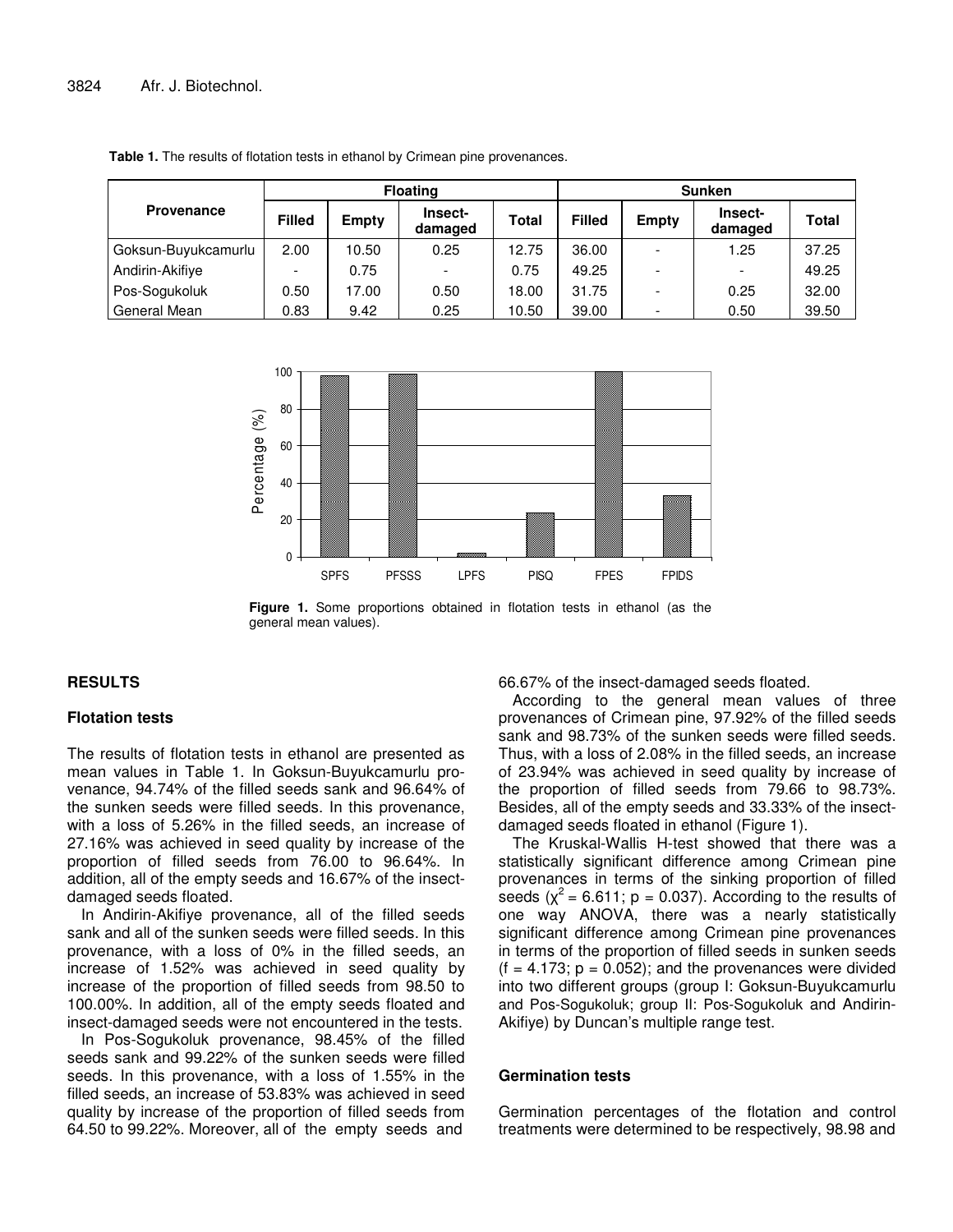**Table 1.** The results of flotation tests in ethanol by Crimean pine provenances.

| Provenance | Floating | | | | Sunken | | | |
|---|---|---|---|---|---|---|---|---|
| | Filled | Empty | Insect-damaged | Total | Filled | Empty | Insect-damaged | Total |
| Goksun-Buyukcamurlu | 2.00 | 10.50 | 0.25 | 12.75 | 36.00 | - | 1.25 | 37.25 |
| Andirin-Akifiye | - | 0.75 | - | 0.75 | 49.25 | - | - | 49.25 |
| Pos-Sogukoluk | 0.50 | 17.00 | 0.50 | 18.00 | 31.75 | - | 0.25 | 32.00 |
| General Mean | 0.83 | 9.42 | 0.25 | 10.50 | 39.00 | - | 0.50 | 39.50 |

**Figure 1.** Some proportions obtained in flotation tests in ethanol (as the general mean values).

## RESULTS

### Flotation tests

The results of flotation tests in ethanol are presented as mean values in Table 1. In Goksun-Buyukcamurlu provenance, 94.74% of the filled seeds sank and 96.64% of the sunken seeds were filled seeds. In this provenance, with a loss of 5.26% in the filled seeds, an increase of 27.16% was achieved in seed quality by increase of the proportion of filled seeds from 76.00 to 96.64%. In addition, all of the empty seeds and 16.67% of the insect-damaged seeds floated.

In Andirin-Akifiye provenance, all of the filled seeds sank and all of the sunken seeds were filled seeds. In this provenance, with a loss of 0% in the filled seeds, an increase of 1.52% was achieved in seed quality by increase of the proportion of filled seeds from 98.50 to 100.00%. In addition, all of the empty seeds floated and insect-damaged seeds were not encountered in the tests.

In Pos-Sogukoluk provenance, 98.45% of the filled seeds sank and 99.22% of the sunken seeds were filled seeds. In this provenance, with a loss of 1.55% in the filled seeds, an increase of 53.83% was achieved in seed quality by increase of the proportion of filled seeds from 64.50 to 99.22%. Moreover, all of the empty seeds and 66.67% of the insect-damaged seeds floated.

According to the general mean values of three provenances of Crimean pine, 97.92% of the filled seeds sank and 98.73% of the sunken seeds were filled seeds. Thus, with a loss of 2.08% in the filled seeds, an increase of 23.94% was achieved in seed quality by increase of the proportion of filled seeds from 79.66 to 98.73%. Besides, all of the empty seeds and 33.33% of the insect-damaged seeds floated in ethanol (Figure 1).

The Kruskal-Wallis H-test showed that there was a statistically significant difference among Crimean pine provenances in terms of the sinking proportion of filled seeds ($\chi^2 = 6.611$; $p = 0.037$). According to the results of one way ANOVA, there was a nearly statistically significant difference among Crimean pine provenances in terms of the proportion of filled seeds in sunken seeds ($f = 4.173$; $p = 0.052$); and the provenances were divided into two different groups (group I: Goksun-Buyukcamurlu and Pos-Sogukoluk; group II: Pos-Sogukoluk and Andirin-Akifiye) by Duncan's multiple range test.

### Germination tests

Germination percentages of the flotation and control treatments were determined to be respectively, 98.98 and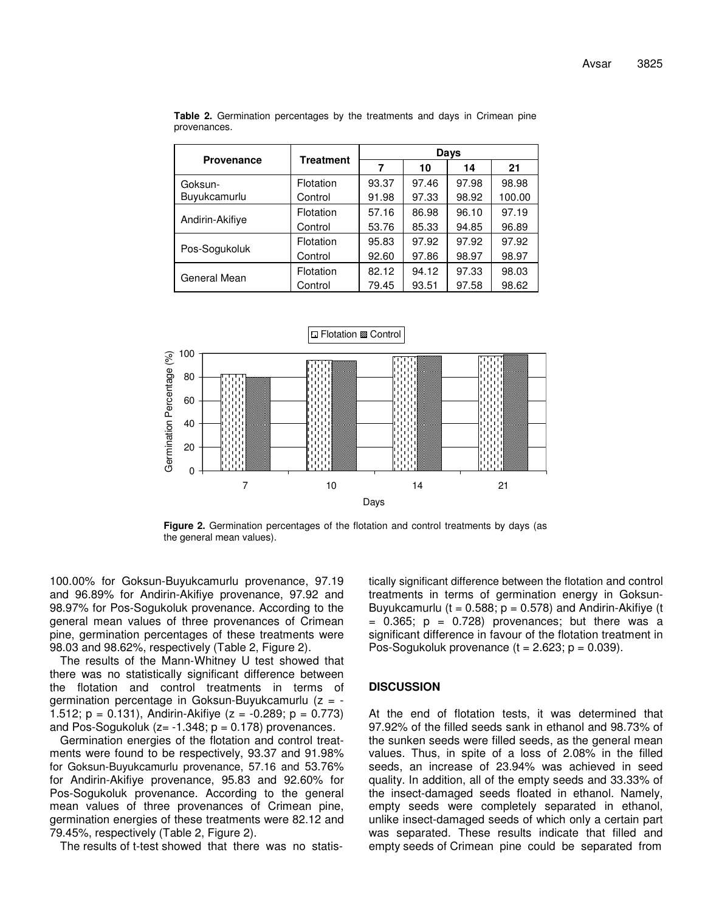**Table 2.** Germination percentages by the treatments and days in Crimean pine provenances.

| Provenance | Treatment | Days | | | |
|---|---|---|---|---|---|
| | | 7 | 10 | 14 | 21 |
| Goksun-Buyukcamurlu | Flotation | 93.37 | 97.46 | 97.98 | 98.98 |
| | Control | 91.98 | 97.33 | 98.92 | 100.00 |
| Andirin-Akifiye | Flotation | 57.16 | 86.98 | 96.10 | 97.19 |
| | Control | 53.76 | 85.33 | 94.85 | 96.89 |
| Pos-Sogukoluk | Flotation | 95.83 | 97.92 | 97.92 | 97.92 |
| | Control | 92.60 | 97.86 | 98.97 | 98.97 |
| General Mean | Flotation | 82.12 | 94.12 | 97.33 | 98.03 |
| | Control | 79.45 | 93.51 | 97.58 | 98.62 |

**Figure 2.** Germination percentages of the flotation and control treatments by days (as the general mean values).

100.00% for Goksun-Buyukcamurlu provenance, 97.19 and 96.89% for Andirin-Akifiye provenance, 97.92 and 98.97% for Pos-Sogukoluk provenance. According to the general mean values of three provenances of Crimean pine, germination percentages of these treatments were 98.03 and 98.62%, respectively (Table 2, Figure 2).

The results of the Mann-Whitney U test showed that there was no statistically significant difference between the flotation and control treatments in terms of germination percentage in Goksun-Buyukcamurlu ($z = -1.512$; $p = 0.131$), Andirin-Akifiye ($z = -0.289$; $p = 0.773$) and Pos-Sogukoluk ($z = -1.348$; $p = 0.178$) provenances.

Germination energies of the flotation and control treatments were found to be respectively, 93.37 and 91.98% for Goksun-Buyukcamurlu provenance, 57.16 and 53.76% for Andirin-Akifiye provenance, 95.83 and 92.60% for Pos-Sogukoluk provenance. According to the general mean values of three provenances of Crimean pine, germination energies of these treatments were 82.12 and 79.45%, respectively (Table 2, Figure 2).

The results of t-test showed that there was no statistically significant difference between the flotation and control treatments in terms of germination energy in Goksun-Buyukcamurlu ($t = 0.588$; $p = 0.578$) and Andirin-Akifiye ($t = 0.365$; $p = 0.728$) provenances; but there was a significant difference in favour of the flotation treatment in Pos-Sogukoluk provenance ($t = 2.623$; $p = 0.039$).

## DISCUSSION

At the end of flotation tests, it was determined that 97.92% of the filled seeds sank in ethanol and 98.73% of the sunken seeds were filled seeds, as the general mean values. Thus, in spite of a loss of 2.08% in the filled seeds, an increase of 23.94% was achieved in seed quality. In addition, all of the empty seeds and 33.33% of the insect-damaged seeds floated in ethanol. Namely, empty seeds were completely separated in ethanol, unlike insect-damaged seeds of which only a certain part was separated. These results indicate that filled and empty seeds of Crimean pine could be separated from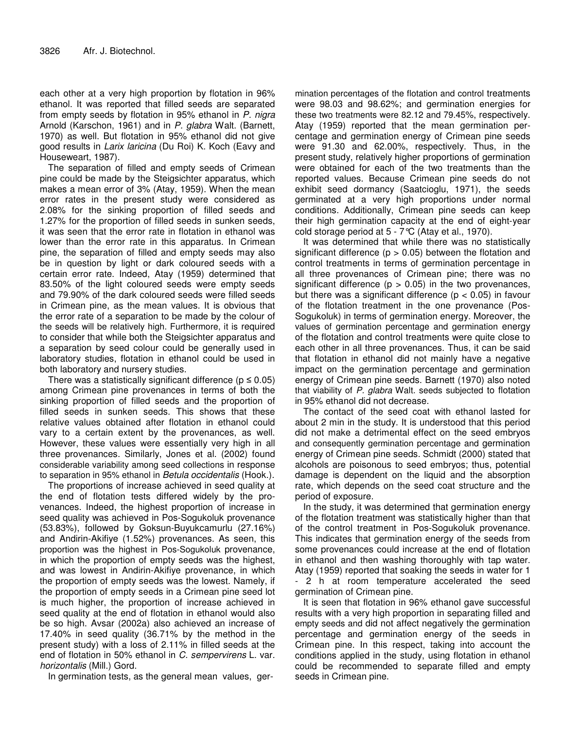each other at a very high proportion by flotation in 96% ethanol. It was reported that filled seeds are separated from empty seeds by flotation in 95% ethanol in *P. nigra* Arnold (Karschon, 1961) and in *P. glabra* Walt. (Barnett, 1970) as well. But flotation in 95% ethanol did not give good results in *Larix laricina* (Du Roi) K. Koch (Eavy and Houseweart, 1987).

The separation of filled and empty seeds of Crimean pine could be made by the Steigsichter apparatus, which makes a mean error of 3% (Atay, 1959). When the mean error rates in the present study were considered as 2.08% for the sinking proportion of filled seeds and 1.27% for the proportion of filled seeds in sunken seeds, it was seen that the error rate in flotation in ethanol was lower than the error rate in this apparatus. In Crimean pine, the separation of filled and empty seeds may also be in question by light or dark coloured seeds with a certain error rate. Indeed, Atay (1959) determined that 83.50% of the light coloured seeds were empty seeds and 79.90% of the dark coloured seeds were filled seeds in Crimean pine, as the mean values. It is obvious that the error rate of a separation to be made by the colour of the seeds will be relatively high. Furthermore, it is required to consider that while both the Steigsichter apparatus and a separation by seed colour could be generally used in laboratory studies, flotation in ethanol could be used in both laboratory and nursery studies.

There was a statistically significant difference ($p \leq 0.05$) among Crimean pine provenances in terms of both the sinking proportion of filled seeds and the proportion of filled seeds in sunken seeds. This shows that these relative values obtained after flotation in ethanol could vary to a certain extent by the provenances, as well. However, these values were essentially very high in all three provenances. Similarly, Jones et al. (2002) found considerable variability among seed collections in response to separation in 95% ethanol in *Betula occidentalis* (Hook.).

The proportions of increase achieved in seed quality at the end of flotation tests differed widely by the provenances. Indeed, the highest proportion of increase in seed quality was achieved in Pos-Sogukoluk provenance (53.83%), followed by Goksun-Buyukcamurlu (27.16%) and Andirin-Akifiye (1.52%) provenances. As seen, this proportion was the highest in Pos-Sogukoluk provenance, in which the proportion of empty seeds was the highest, and was lowest in Andirin-Akifiye provenance, in which the proportion of empty seeds was the lowest. Namely, if the proportion of empty seeds in a Crimean pine seed lot is much higher, the proportion of increase achieved in seed quality at the end of flotation in ethanol would also be so high. Avsar (2002a) also achieved an increase of 17.40% in seed quality (36.71% by the method in the present study) with a loss of 2.11% in filled seeds at the end of flotation in 50% ethanol in *C. sempervirens* L. var. *horizontalis* (Mill.) Gord.

In germination tests, as the general mean values, germination percentages of the flotation and control treatments were 98.03 and 98.62%; and germination energies for these two treatments were 82.12 and 79.45%, respectively. Atay (1959) reported that the mean germination percentage and germination energy of Crimean pine seeds were 91.30 and 62.00%, respectively. Thus, in the present study, relatively higher proportions of germination were obtained for each of the two treatments than the reported values. Because Crimean pine seeds do not exhibit seed dormancy (Saatcioglu, 1971), the seeds germinated at a very high proportions under normal conditions. Additionally, Crimean pine seeds can keep their high germination capacity at the end of eight-year cold storage period at 5 - 7°C (Atay et al., 1970).

It was determined that while there was no statistically significant difference ($p > 0.05$) between the flotation and control treatments in terms of germination percentage in all three provenances of Crimean pine; there was no significant difference ($p > 0.05$) in the two provenances, but there was a significant difference ($p < 0.05$) in favour of the flotation treatment in the one provenance (Pos-Sogukoluk) in terms of germination energy. Moreover, the values of germination percentage and germination energy of the flotation and control treatments were quite close to each other in all three provenances. Thus, it can be said that flotation in ethanol did not mainly have a negative impact on the germination percentage and germination energy of Crimean pine seeds. Barnett (1970) also noted that viability of *P. glabra* Walt. seeds subjected to flotation in 95% ethanol did not decrease.

The contact of the seed coat with ethanol lasted for about 2 min in the study. It is understood that this period did not make a detrimental effect on the seed embryos and consequently germination percentage and germination energy of Crimean pine seeds. Schmidt (2000) stated that alcohols are poisonous to seed embryos; thus, potential damage is dependent on the liquid and the absorption rate, which depends on the seed coat structure and the period of exposure.

In the study, it was determined that germination energy of the flotation treatment was statistically higher than that of the control treatment in Pos-Sogukoluk provenance. This indicates that germination energy of the seeds from some provenances could increase at the end of flotation in ethanol and then washing thoroughly with tap water. Atay (1959) reported that soaking the seeds in water for 1 - 2 h at room temperature accelerated the seed germination of Crimean pine.

It is seen that flotation in 96% ethanol gave successful results with a very high proportion in separating filled and empty seeds and did not affect negatively the germination percentage and germination energy of the seeds in Crimean pine. In this respect, taking into account the conditions applied in the study, using flotation in ethanol could be recommended to separate filled and empty seeds in Crimean pine.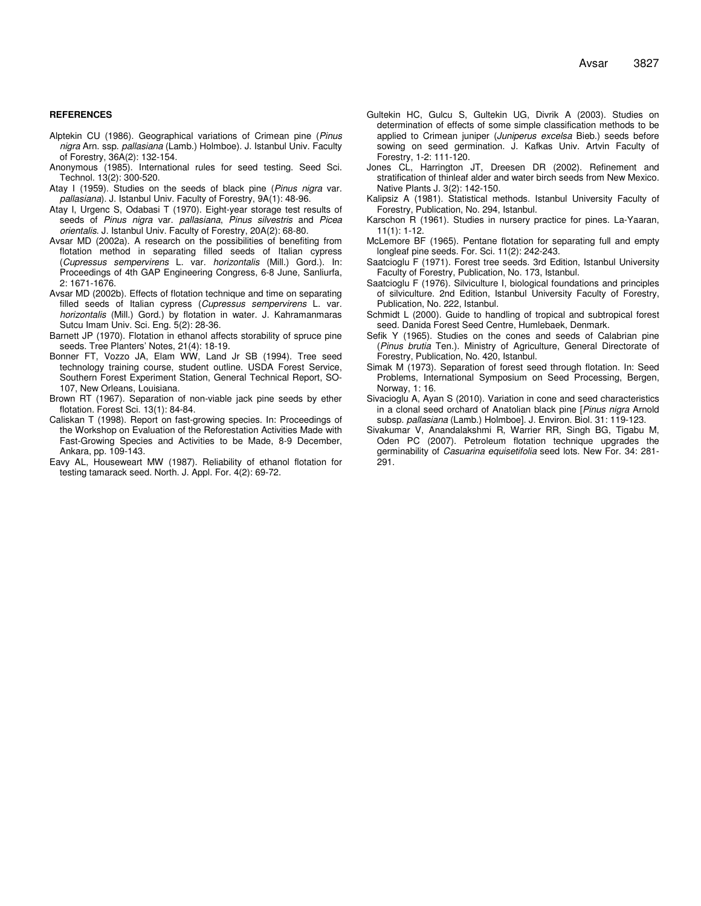**REFERENCES**

Alptekin CU (1986). Geographical variations of Crimean pine (*Pinus nigra* Arn. ssp. *pallasiana* (Lamb.) Holmboe). J. Istanbul Univ. Faculty of Forestry, 36A(2): 132-154.

Anonymous (1985). International rules for seed testing. Seed Sci. Technol. 13(2): 300-520.

Atay I (1959). Studies on the seeds of black pine (*Pinus nigra* var. *pallasiana*). J. Istanbul Univ. Faculty of Forestry, 9A(1): 48-96.

Atay I, Urgenc S, Odabasi T (1970). Eight-year storage test results of seeds of *Pinus nigra* var. *pallasiana*, *Pinus silvestris* and *Picea orientalis*. J. Istanbul Univ. Faculty of Forestry, 20A(2): 68-80.

Avsar MD (2002a). A research on the possibilities of benefiting from flotation method in separating filled seeds of Italian cypress (*Cupressus sempervirens* L. var. *horizontalis* (Mill.) Gord.). In: Proceedings of 4th GAP Engineering Congress, 6-8 June, Sanliurfa, 2: 1671-1676.

Avsar MD (2002b). Effects of flotation technique and time on separating filled seeds of Italian cypress (*Cupressus sempervirens* L. var. *horizontalis* (Mill.) Gord.) by flotation in water. J. Kahramanmaras Sutcu Imam Univ. Sci. Eng. 5(2): 28-36.

Barnett JP (1970). Flotation in ethanol affects storability of spruce pine seeds. Tree Planters' Notes, 21(4): 18-19.

Bonner FT, Vozzo JA, Elam WW, Land Jr SB (1994). Tree seed technology training course, student outline. USDA Forest Service, Southern Forest Experiment Station, General Technical Report, SO-107, New Orleans, Louisiana.

Brown RT (1967). Separation of non-viable jack pine seeds by ether flotation. Forest Sci. 13(1): 84-84.

Caliskan T (1998). Report on fast-growing species. In: Proceedings of the Workshop on Evaluation of the Reforestation Activities Made with Fast-Growing Species and Activities to be Made, 8-9 December, Ankara, pp. 109-143.

Eavy AL, Houseweart MW (1987). Reliability of ethanol flotation for testing tamarack seed. North. J. Appl. For. 4(2): 69-72.

Gultekin HC, Gulcu S, Gultekin UG, Divrik A (2003). Studies on determination of effects of some simple classification methods to be applied to Crimean juniper (*Juniperus excelsa* Bieb.) seeds before sowing on seed germination. J. Kafkas Univ. Artvin Faculty of Forestry, 1-2: 111-120.

Jones CL, Harrington JT, Dreesen DR (2002). Refinement and stratification of thinleaf alder and water birch seeds from New Mexico. Native Plants J. 3(2): 142-150.

Kalipsiz A (1981). Statistical methods. Istanbul University Faculty of Forestry, Publication, No. 294, Istanbul.

Karschon R (1961). Studies in nursery practice for pines. La-Yaaran, 11(1): 1-12.

McLemore BF (1965). Pentane flotation for separating full and empty longleaf pine seeds. For. Sci. 11(2): 242-243.

Saatcioglu F (1971). Forest tree seeds. 3rd Edition, Istanbul University Faculty of Forestry, Publication, No. 173, Istanbul.

Saatcioglu F (1976). Silviculture I, biological foundations and principles of silviculture. 2nd Edition, Istanbul University Faculty of Forestry, Publication, No. 222, Istanbul.

Schmidt L (2000). Guide to handling of tropical and subtropical forest seed. Danida Forest Seed Centre, Humlebaek, Denmark.

Sefik Y (1965). Studies on the cones and seeds of Calabrian pine (*Pinus brutia* Ten.). Ministry of Agriculture, General Directorate of Forestry, Publication, No. 420, Istanbul.

Simak M (1973). Separation of forest seed through flotation. In: Seed Problems, International Symposium on Seed Processing, Bergen, Norway, 1: 16.

Sivacioglu A, Ayan S (2010). Variation in cone and seed characteristics in a clonal seed orchard of Anatolian black pine [*Pinus nigra* Arnold subsp. *pallasiana* (Lamb.) Holmboe]. J. Environ. Biol. 31: 119-123.

Sivakumar V, Anandalakshmi R, Warrier RR, Singh BG, Tigabu M, Oden PC (2007). Petroleum flotation technique upgrades the germinability of *Casuarina equisetifolia* seed lots. New For. 34: 281-291.